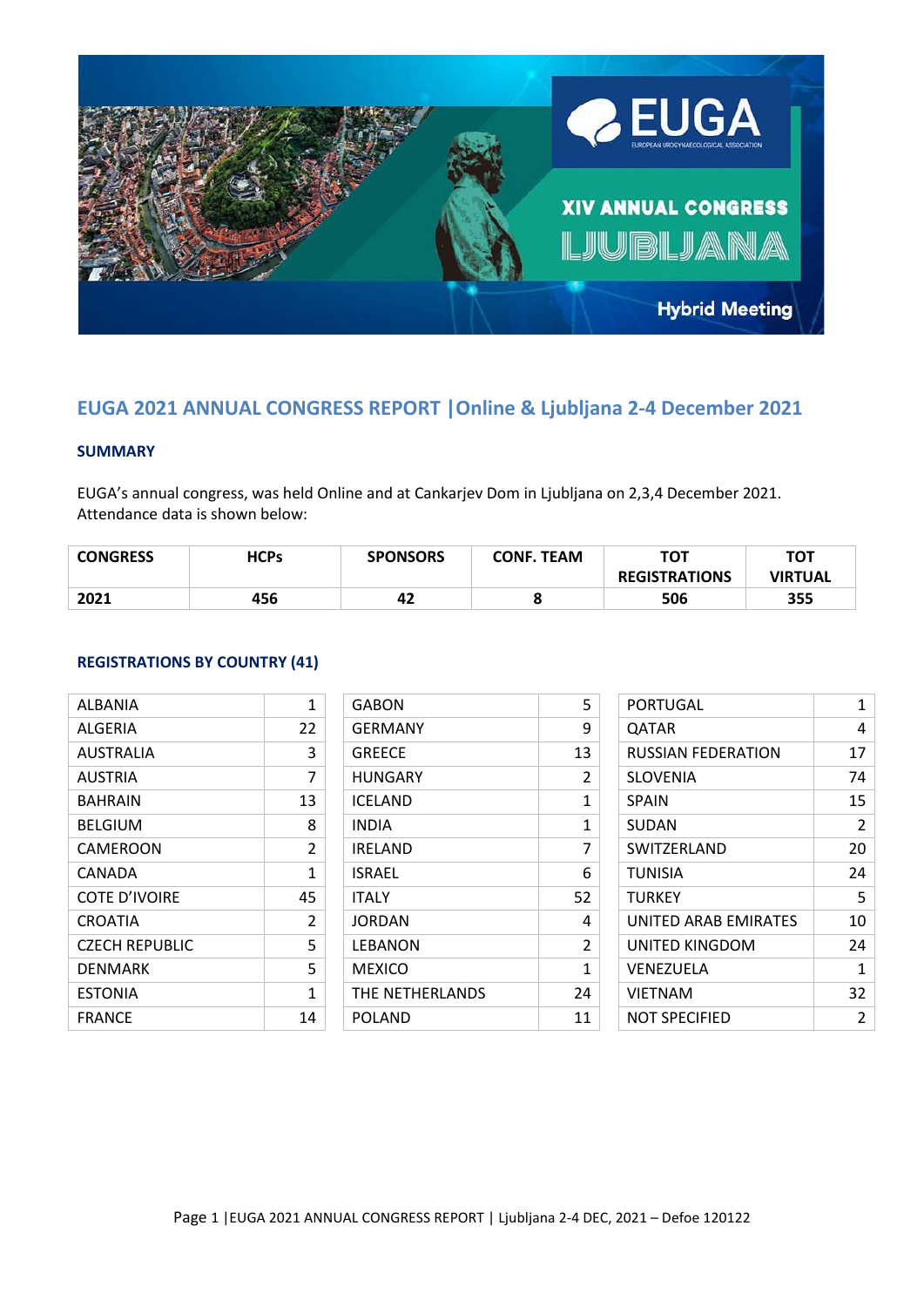## EUGA 2021 ANNUAL CONGRESS REPORT |Online & Ljubljana 2-4 December 2021

### SUMMARY

EUGA's annual congress, was held Online and at Cankarjev Dom in Ljubljana on 2,3,4 December 2021. Attendance data is shown below:

| CONGRESS | HCPs | SPONSORS | CONF. TEAM | TOT REGISTRATIONS | TOT VIRTUAL |
|---|---|---|---|---|---|
| 2021 | 456 | 42 | 8 | 506 | 355 |

### REGISTRATIONS BY COUNTRY (41)

| | | | | | |
|---|---|---|---|---|---|
| ALBANIA | 1 | GABON | 5 | PORTUGAL | 1 |
| ALGERIA | 22 | GERMANY | 9 | QATAR | 4 |
| AUSTRALIA | 3 | GREECE | 13 | RUSSIAN FEDERATION | 17 |
| AUSTRIA | 7 | HUNGARY | 2 | SLOVENIA | 74 |
| BAHRAIN | 13 | ICELAND | 1 | SPAIN | 15 |
| BELGIUM | 8 | INDIA | 1 | SUDAN | 2 |
| CAMEROON | 2 | IRELAND | 7 | SWITZERLAND | 20 |
| CANADA | 1 | ISRAEL | 6 | TUNISIA | 24 |
| COTE D'IVOIRE | 45 | ITALY | 52 | TURKEY | 5 |
| CROATIA | 2 | JORDAN | 4 | UNITED ARAB EMIRATES | 10 |
| CZECH REPUBLIC | 5 | LEBANON | 2 | UNITED KINGDOM | 24 |
| DENMARK | 5 | MEXICO | 1 | VENEZUELA | 1 |
| ESTONIA | 1 | THE NETHERLANDS | 24 | VIETNAM | 32 |
| FRANCE | 14 | POLAND | 11 | NOT SPECIFIED | 2 |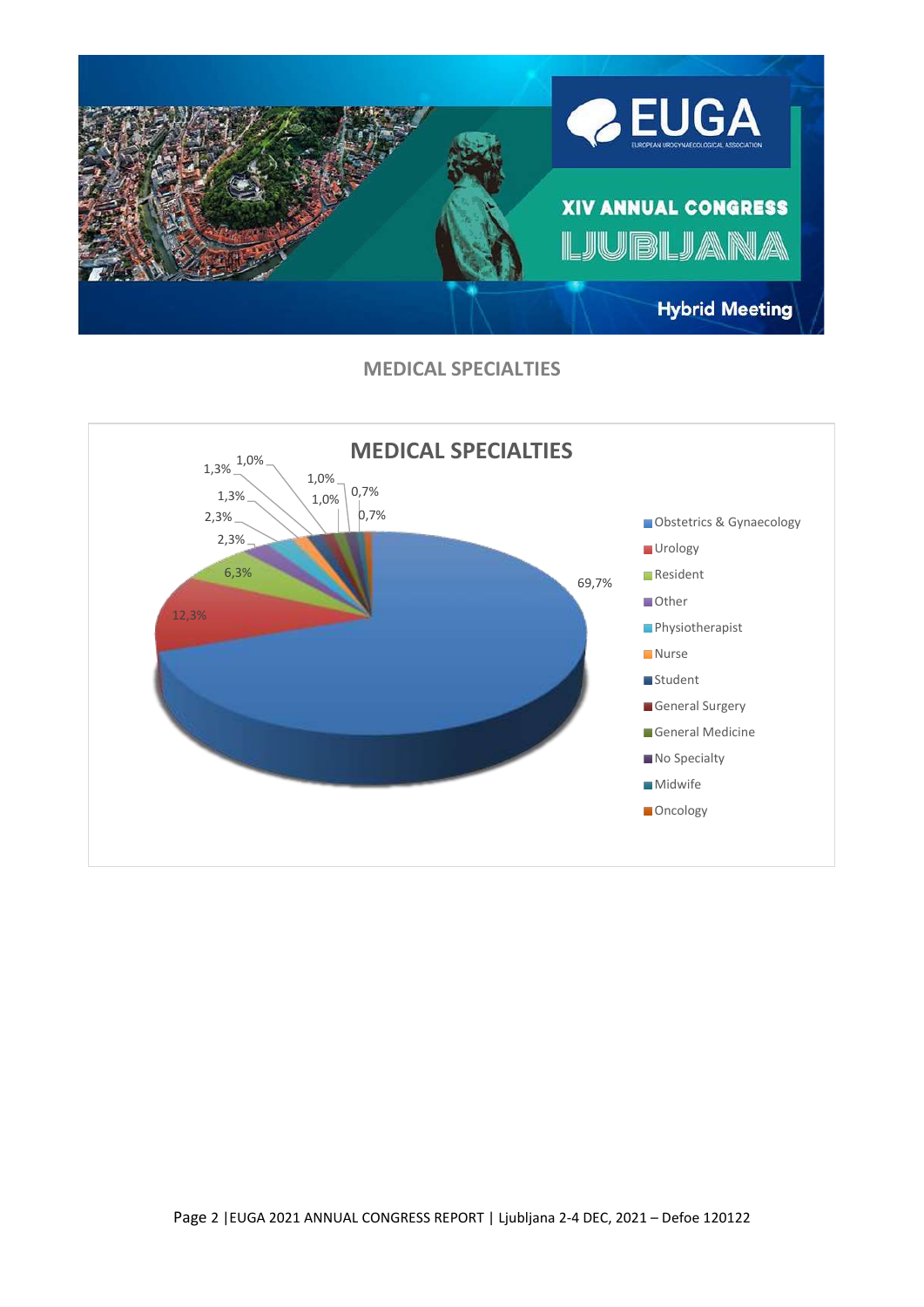## MEDICAL SPECIALTIES

| Specialty | Percentage |
|---|---|
| Obstetrics & Gynaecology | 69,7% |
| Urology | 12,3% |
| Resident | 6,3% |
| Other | 2,3% |
| Physiotherapist | 2,3% |
| Nurse | 1,3% |
| Student | 1,3% |
| General Surgery | 1,0% |
| General Medicine | 1,0% |
| No Specialty | 1,0% |
| Midwife | 0,7% |
| Oncology | 0,7% |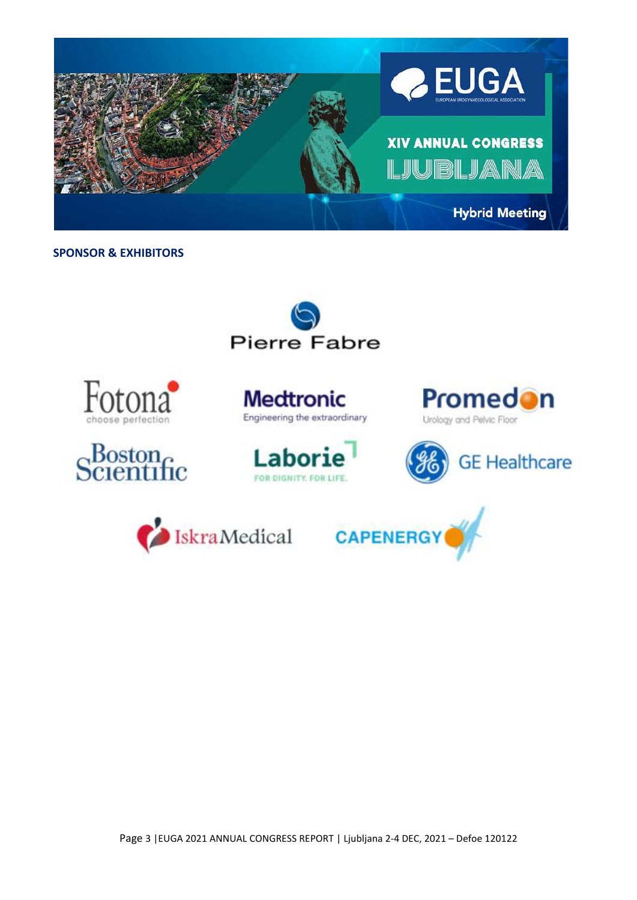EUGA

EUROPEAN UROGYNAECOLOGICAL ASSOCIATION

XIV ANNUAL CONGRESS

LJUBLJANA

Hybrid Meeting

**SPONSOR & EXHIBITORS**

Pierre Fabre

Fotona
choose perfection

Medtronic
Engineering the extraordinary

Promedon
Urology and Pelvic Floor

Boston Scientific

Laborie
FOR DIGNITY. FOR LIFE.

GE Healthcare

IskraMedical

CAPENERGY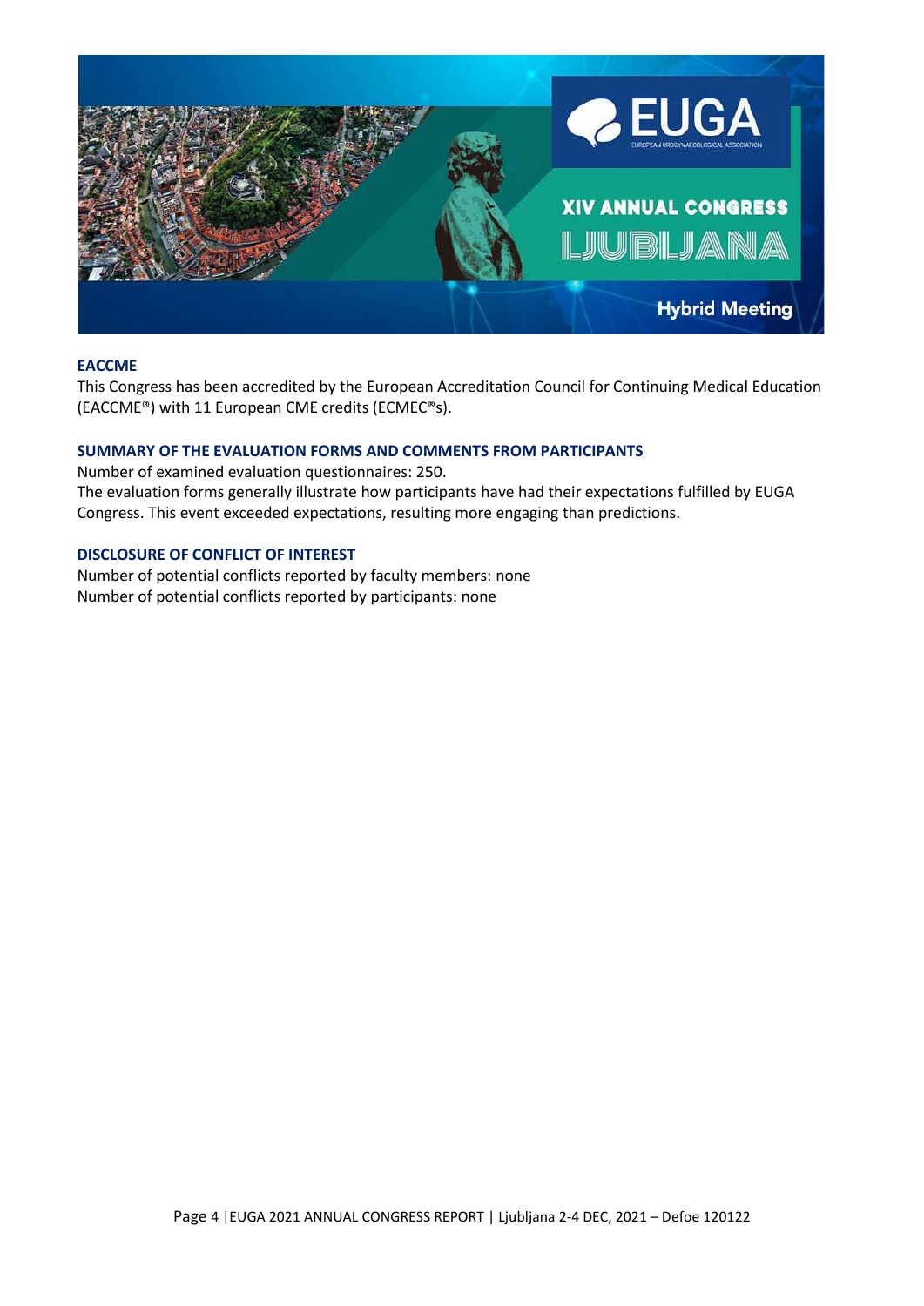## EACCME

This Congress has been accredited by the European Accreditation Council for Continuing Medical Education (EACCME®) with 11 European CME credits (ECMEC®s).

## SUMMARY OF THE EVALUATION FORMS AND COMMENTS FROM PARTICIPANTS

Number of examined evaluation questionnaires: 250.

The evaluation forms generally illustrate how participants have had their expectations fulfilled by EUGA Congress. This event exceeded expectations, resulting more engaging than predictions.

## DISCLOSURE OF CONFLICT OF INTEREST

Number of potential conflicts reported by faculty members: none

Number of potential conflicts reported by participants: none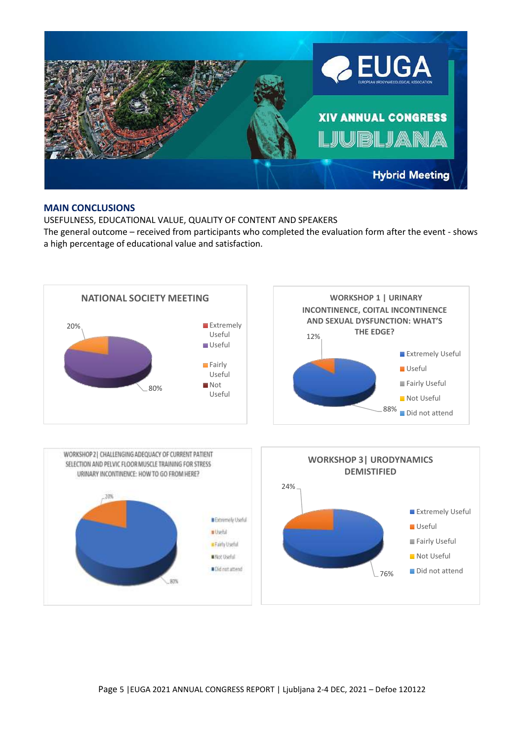XIV ANNUAL CONGRESS LJUBLJANA

Hybrid Meeting

## MAIN CONCLUSIONS

USEFULNESS, EDUCATIONAL VALUE, QUALITY OF CONTENT AND SPEAKERS

The general outcome – received from participants who completed the evaluation form after the event - shows a high percentage of educational value and satisfaction.

**NATIONAL SOCIETY MEETING**

- 20%
- 80%

Legend: Extremely Useful, Useful, Fairly Useful, Not Useful

**WORKSHOP 1 | URINARY INCONTINENCE, COITAL INCONTINENCE AND SEXUAL DYSFUNCTION: WHAT'S THE EDGE?**

- 12%
- 88%

Legend: Extremely Useful, Useful, Fairly Useful, Not Useful, Did not attend

**WORKSHOP 2 | CHALLENGING ADEQUACY OF CURRENT PATIENT SELECTION AND PELVIC FLOOR MUSCLE TRAINING FOR STRESS URINARY INCONTINENCE: HOW TO GO FROM HERE?**

- 20%
- 80%

Legend: Extremely Useful, Useful, Fairly Useful, Not Useful, Did not attend

**WORKSHOP 3 | URODYNAMICS DEMISTIFIED**

- 24%
- 76%

Legend: Extremely Useful, Useful, Fairly Useful, Not Useful, Did not attend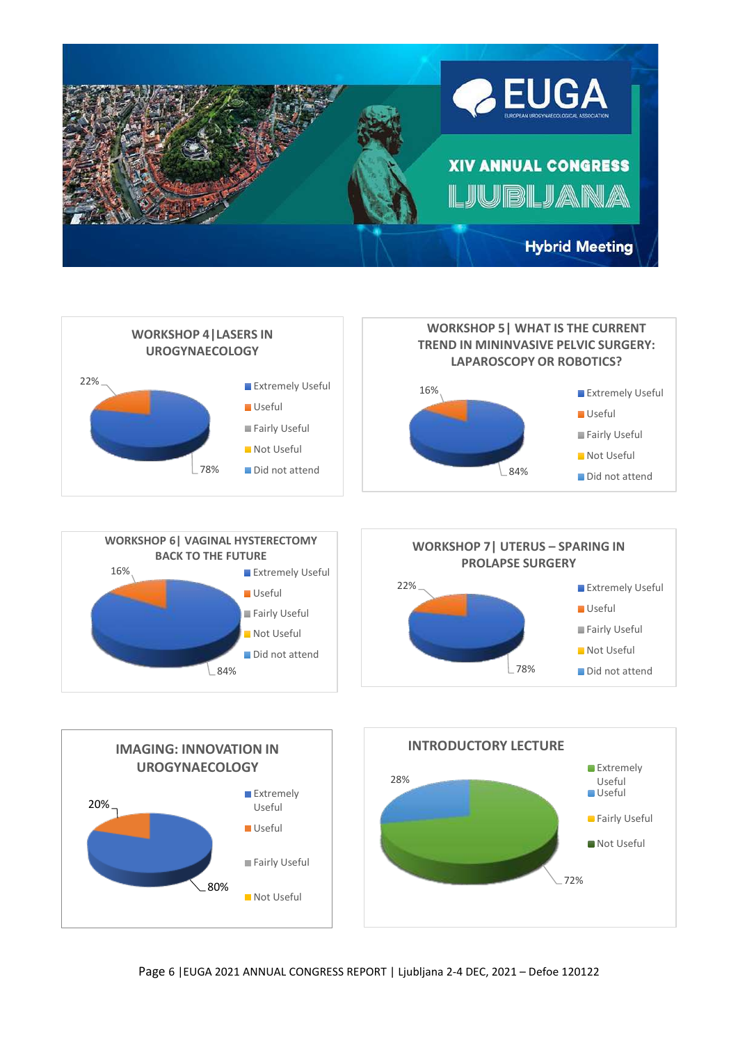XIV ANNUAL CONGRESS

LJUBLJANA

Hybrid Meeting

### WORKSHOP 4 | LASERS IN UROGYNAECOLOGY

- Extremely Useful: 78%
- Useful: 22%
- Fairly Useful
- Not Useful
- Did not attend

### WORKSHOP 5 | WHAT IS THE CURRENT TREND IN MININVASIVE PELVIC SURGERY: LAPAROSCOPY OR ROBOTICS?

- Extremely Useful: 84%
- Useful: 16%
- Fairly Useful
- Not Useful
- Did not attend

### WORKSHOP 6 | VAGINAL HYSTERECTOMY BACK TO THE FUTURE

- Extremely Useful: 84%
- Useful: 16%
- Fairly Useful
- Not Useful
- Did not attend

### WORKSHOP 7 | UTERUS – SPARING IN PROLAPSE SURGERY

- Extremely Useful: 78%
- Useful: 22%
- Fairly Useful
- Not Useful
- Did not attend

### IMAGING: INNOVATION IN UROGYNAECOLOGY

- Extremely Useful: 80%
- Useful: 20%
- Fairly Useful
- Not Useful

### INTRODUCTORY LECTURE

- Extremely Useful: 72%
- Useful: 28%
- Fairly Useful
- Not Useful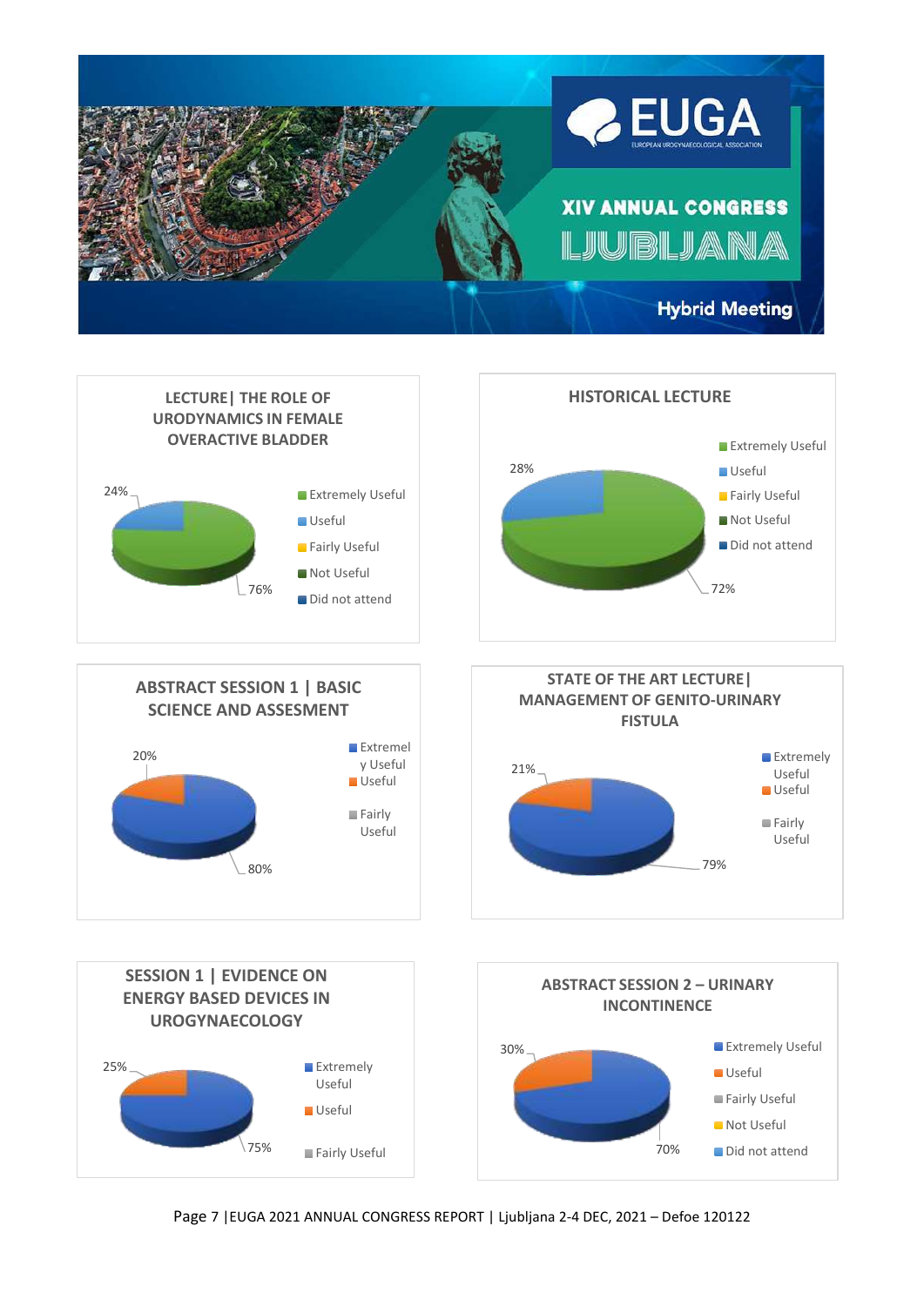EUGA
EUROPEAN UROGYNAECOLOGICAL ASSOCIATION

XIV ANNUAL CONGRESS
LJUBLJANA
Hybrid Meeting

### LECTURE| THE ROLE OF URODYNAMICS IN FEMALE OVERACTIVE BLADDER

| Response | Percentage |
|---|---|
| Extremely Useful | 76% |
| Useful | 24% |
| Fairly Useful | |
| Not Useful | |
| Did not attend | |

### HISTORICAL LECTURE

| Response | Percentage |
|---|---|
| Extremely Useful | 72% |
| Useful | 28% |
| Fairly Useful | |
| Not Useful | |
| Did not attend | |

### ABSTRACT SESSION 1 | BASIC SCIENCE AND ASSESMENT

| Response | Percentage |
|---|---|
| Extremely Useful | 80% |
| Useful | 20% |
| Fairly Useful | |

### STATE OF THE ART LECTURE| MANAGEMENT OF GENITO-URINARY FISTULA

| Response | Percentage |
|---|---|
| Extremely Useful | 79% |
| Useful | 21% |
| Fairly Useful | |

### SESSION 1 | EVIDENCE ON ENERGY BASED DEVICES IN UROGYNAECOLOGY

| Response | Percentage |
|---|---|
| Extremely Useful | 75% |
| Useful | 25% |
| Fairly Useful | |

### ABSTRACT SESSION 2 – URINARY INCONTINENCE

| Response | Percentage |
|---|---|
| Extremely Useful | 70% |
| Useful | 30% |
| Fairly Useful | |
| Not Useful | |
| Did not attend | |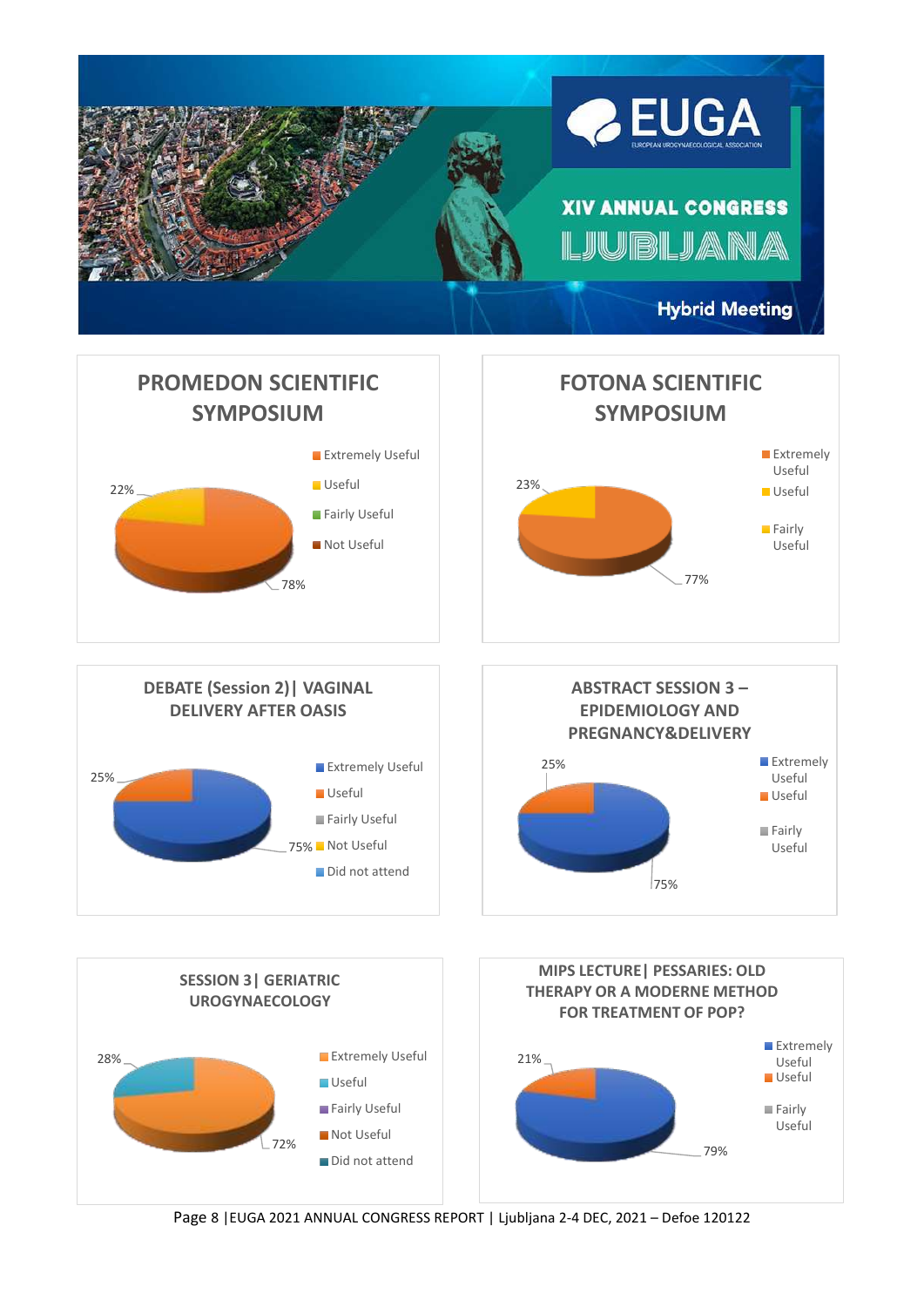EUGA

EUROPEAN UROGYNAECOLOGICAL ASSOCIATION

XIV ANNUAL CONGRESS

LJUBLJANA

Hybrid Meeting

## PROMEDON SCIENTIFIC SYMPOSIUM

- Extremely Useful
- Useful
- Fairly Useful
- Not Useful

22%

78%

## FOTONA SCIENTIFIC SYMPOSIUM

- Extremely Useful
- Useful
- Fairly Useful

23%

77%

## DEBATE (Session 2)| VAGINAL DELIVERY AFTER OASIS

- Extremely Useful
- Useful
- Fairly Useful
- Not Useful
- Did not attend

25%

75%

## ABSTRACT SESSION 3 – EPIDEMIOLOGY AND PREGNANCY&DELIVERY

- Extremely Useful
- Useful
- Fairly Useful

25%

75%

## SESSION 3| GERIATRIC UROGYNAECOLOGY

- Extremely Useful
- Useful
- Fairly Useful
- Not Useful
- Did not attend

28%

72%

## MIPS LECTURE| PESSARIES: OLD THERAPY OR A MODERNE METHOD FOR TREATMENT OF POP?

- Extremely Useful
- Useful
- Fairly Useful

21%

79%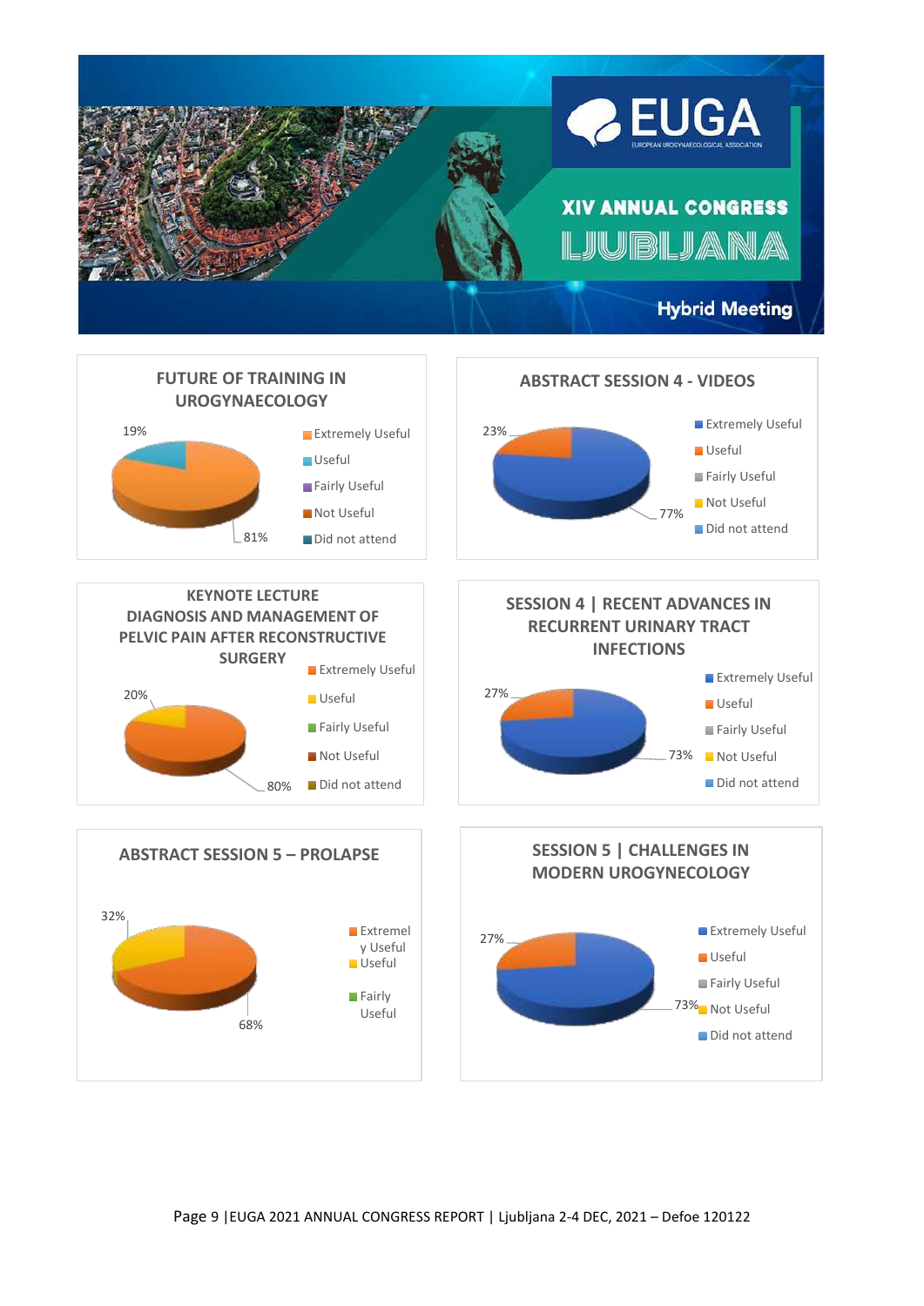EUGA
EUROPEAN UROGYNAECOLOGICAL ASSOCIATION

XIV ANNUAL CONGRESS
LJUBLJANA

Hybrid Meeting

### FUTURE OF TRAINING IN UROGYNAECOLOGY

- Extremely Useful: 81%
- Useful: 19%
- Fairly Useful
- Not Useful
- Did not attend

### ABSTRACT SESSION 4 - VIDEOS

- Extremely Useful: 77%
- Useful: 23%
- Fairly Useful
- Not Useful
- Did not attend

### KEYNOTE LECTURE DIAGNOSIS AND MANAGEMENT OF PELVIC PAIN AFTER RECONSTRUCTIVE SURGERY

- Extremely Useful: 80%
- Useful: 20%
- Fairly Useful
- Not Useful
- Did not attend

### SESSION 4 | RECENT ADVANCES IN RECURRENT URINARY TRACT INFECTIONS

- Extremely Useful: 73%
- Useful: 27%
- Fairly Useful
- Not Useful
- Did not attend

### ABSTRACT SESSION 5 – PROLAPSE

- Extremely Useful: 68%
- Useful: 32%
- Fairly Useful

### SESSION 5 | CHALLENGES IN MODERN UROGYNECOLOGY

- Extremely Useful: 73%
- Useful: 27%
- Fairly Useful
- Not Useful
- Did not attend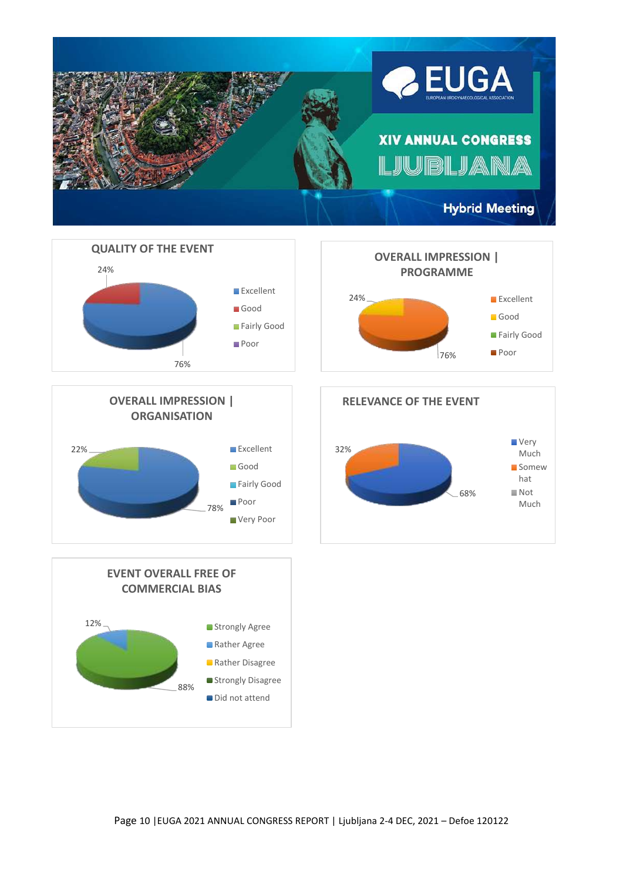EUGA

EUROPEAN UROGYNAECOLOGICAL ASSOCIATION

XIV ANNUAL CONGRESS

LJUBLJANA

Hybrid Meeting

## QUALITY OF THE EVENT

- Excellent: 76%
- Good: 24%
- Fairly Good
- Poor

## OVERALL IMPRESSION | PROGRAMME

- Excellent: 76%
- Good: 24%
- Fairly Good
- Poor

## OVERALL IMPRESSION | ORGANISATION

- Excellent: 78%
- Good: 22%
- Fairly Good
- Poor
- Very Poor

## RELEVANCE OF THE EVENT

- Very Much: 68%
- Somewhat: 32%
- Not Much

## EVENT OVERALL FREE OF COMMERCIAL BIAS

- Strongly Agree: 88%
- Rather Agree: 12%
- Rather Disagree
- Strongly Disagree
- Did not attend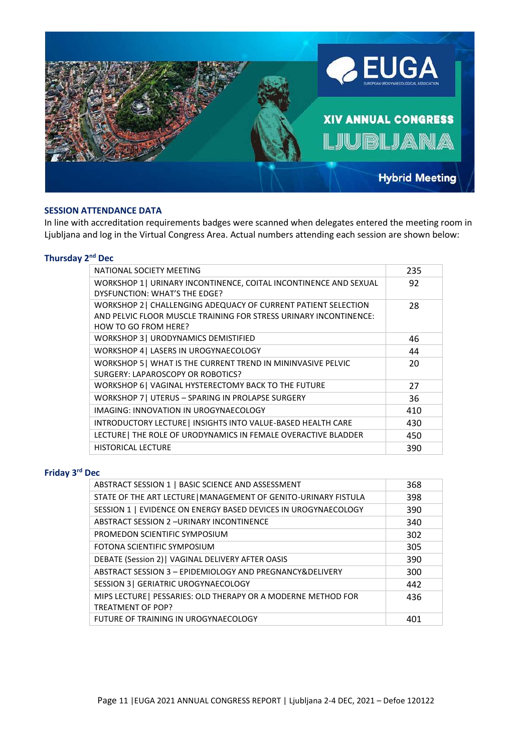## SESSION ATTENDANCE DATA

In line with accreditation requirements badges were scanned when delegates entered the meeting room in Ljubljana and log in the Virtual Congress Area. Actual numbers attending each session are shown below:

### Thursday 2nd Dec

| Session | Attendance |
|---|---|
| NATIONAL SOCIETY MEETING | 235 |
| WORKSHOP 1\| URINARY INCONTINENCE, COITAL INCONTINENCE AND SEXUAL DYSFUNCTION: WHAT'S THE EDGE? | 92 |
| WORKSHOP 2\| CHALLENGING ADEQUACY OF CURRENT PATIENT SELECTION AND PELVIC FLOOR MUSCLE TRAINING FOR STRESS URINARY INCONTINENCE: HOW TO GO FROM HERE? | 28 |
| WORKSHOP 3\| URODYNAMICS DEMISTIFIED | 46 |
| WORKSHOP 4\| LASERS IN UROGYNAECOLOGY | 44 |
| WORKSHOP 5\| WHAT IS THE CURRENT TREND IN MININVASIVE PELVIC SURGERY: LAPAROSCOPY OR ROBOTICS? | 20 |
| WORKSHOP 6\| VAGINAL HYSTERECTOMY BACK TO THE FUTURE | 27 |
| WORKSHOP 7\| UTERUS – SPARING IN PROLAPSE SURGERY | 36 |
| IMAGING: INNOVATION IN UROGYNAECOLOGY | 410 |
| INTRODUCTORY LECTURE\| INSIGHTS INTO VALUE-BASED HEALTH CARE | 430 |
| LECTURE\| THE ROLE OF URODYNAMICS IN FEMALE OVERACTIVE BLADDER | 450 |
| HISTORICAL LECTURE | 390 |

### Friday 3rd Dec

| Session | Attendance |
|---|---|
| ABSTRACT SESSION 1 \| BASIC SCIENCE AND ASSESSMENT | 368 |
| STATE OF THE ART LECTURE\|MANAGEMENT OF GENITO-URINARY FISTULA | 398 |
| SESSION 1 \| EVIDENCE ON ENERGY BASED DEVICES IN UROGYNAECOLOGY | 390 |
| ABSTRACT SESSION 2 –URINARY INCONTINENCE | 340 |
| PROMEDON SCIENTIFIC SYMPOSIUM | 302 |
| FOTONA SCIENTIFIC SYMPOSIUM | 305 |
| DEBATE (Session 2)\| VAGINAL DELIVERY AFTER OASIS | 390 |
| ABSTRACT SESSION 3 – EPIDEMIOLOGY AND PREGNANCY&DELIVERY | 300 |
| SESSION 3\| GERIATRIC UROGYNAECOLOGY | 442 |
| MIPS LECTURE\| PESSARIES: OLD THERAPY OR A MODERNE METHOD FOR TREATMENT OF POP? | 436 |
| FUTURE OF TRAINING IN UROGYNAECOLOGY | 401 |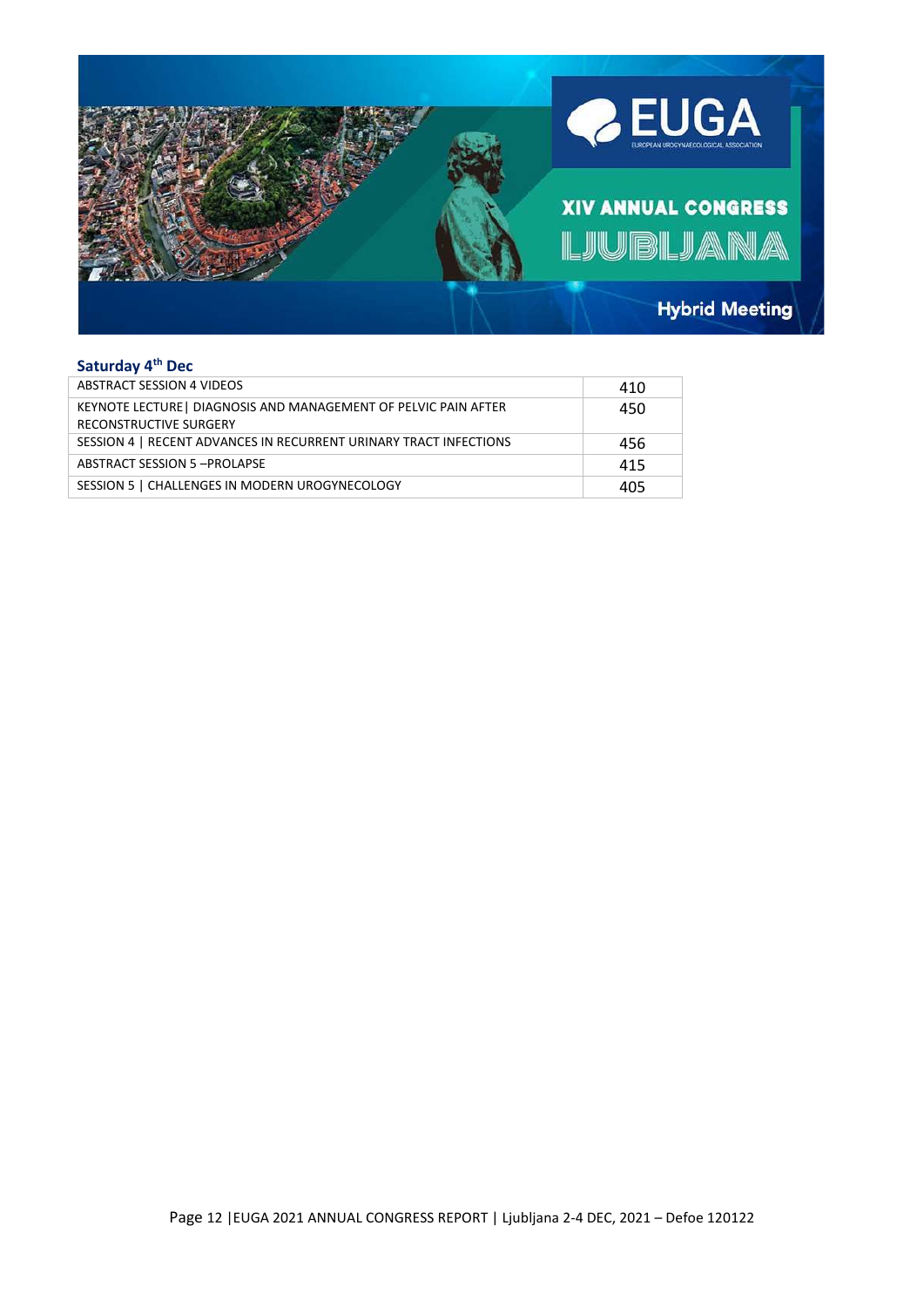## Saturday 4th Dec

| ABSTRACT SESSION 4 VIDEOS | 410 |
|---|---|
| KEYNOTE LECTURE\| DIAGNOSIS AND MANAGEMENT OF PELVIC PAIN AFTER RECONSTRUCTIVE SURGERY | 450 |
| SESSION 4 \| RECENT ADVANCES IN RECURRENT URINARY TRACT INFECTIONS | 456 |
| ABSTRACT SESSION 5 –PROLAPSE | 415 |
| SESSION 5 \| CHALLENGES IN MODERN UROGYNECOLOGY | 405 |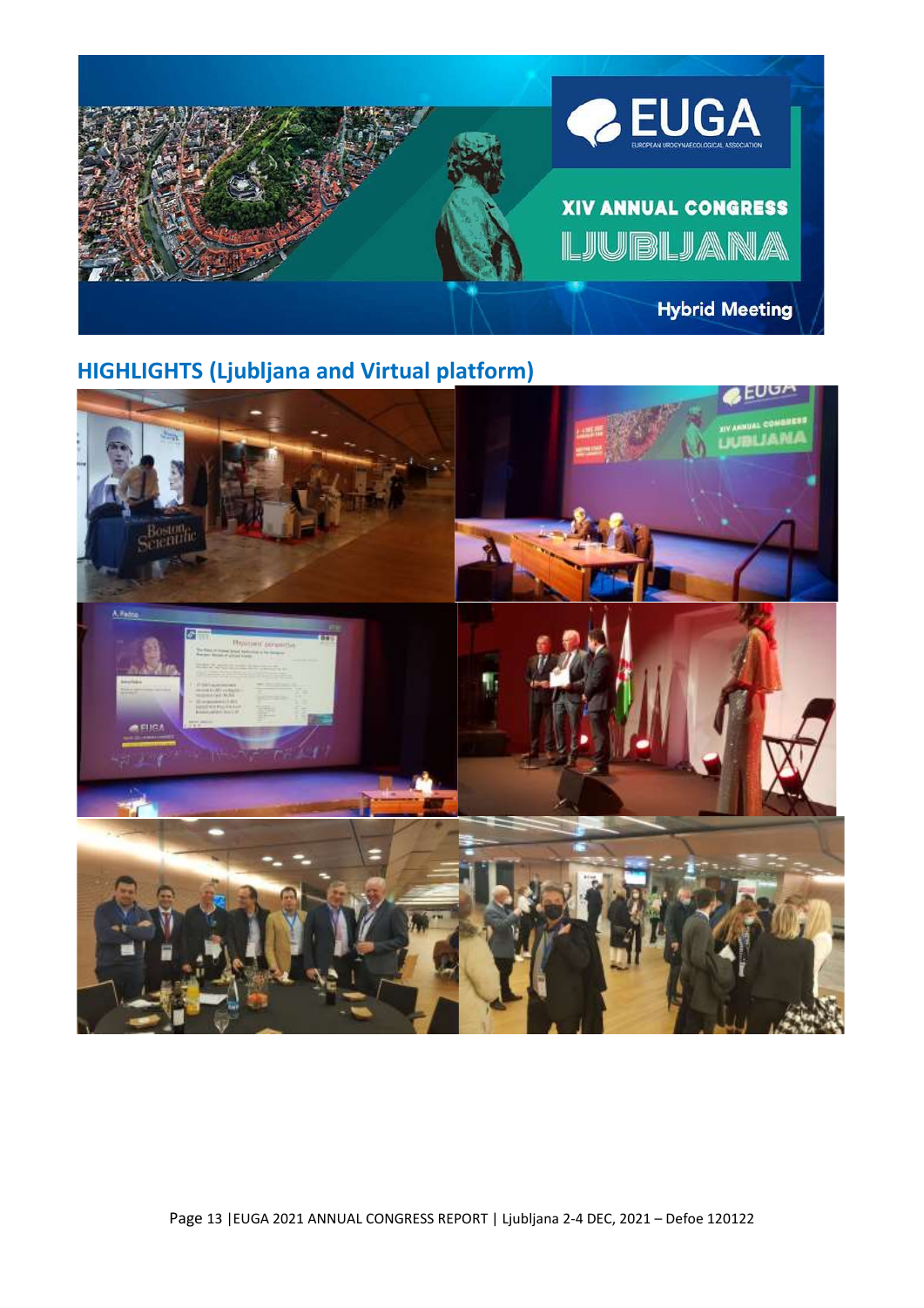## HIGHLIGHTS (Ljubljana and Virtual platform)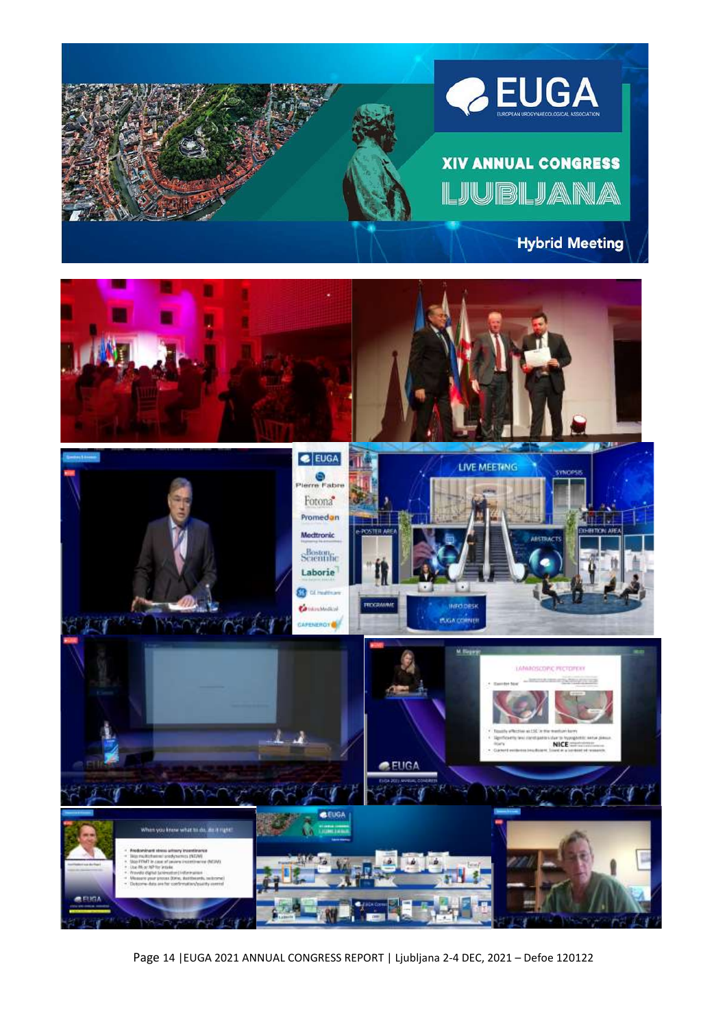EUGA

EUROPEAN UROGYNAECOLOGICAL ASSOCIATION

XIV ANNUAL CONGRESS

LJUBLJANA

Hybrid Meeting